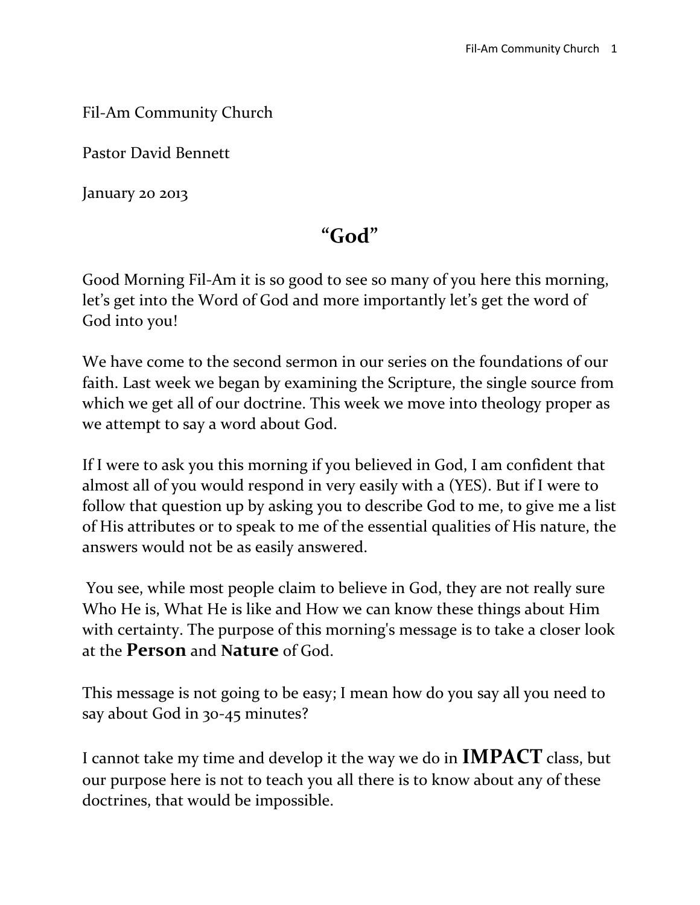Fil-Am Community Church

Pastor David Bennett

January 20 2013

# "God"

Good Morning Fil-Am it is so good to see so many of you here this morning, let's get into the Word of God and more importantly let's get the word of God into you!

We have come to the second sermon in our series on the foundations of our faith. Last week we began by examining the Scripture, the single source from which we get all of our doctrine. This week we move into theology proper as we attempt to say a word about God.

If I were to ask you this morning if you believed in God, I am confident that almost all of you would respond in very easily with a (YES). But if I were to follow that question up by asking you to describe God to me, to give me a list of His attributes or to speak to me of the essential qualities of His nature, the answers would not be as easily answered.

You see, while most people claim to believe in God, they are not really sure Who He is, What He is like and How we can know these things about Him with certainty. The purpose of this morning's message is to take a closer look at the **Person** and **Nature** of God.

This message is not going to be easy; I mean how do you say all you need to say about God in 30-45 minutes?

I cannot take my time and develop it the way we do in **IMPACT** class, but our purpose here is not to teach you all there is to know about any of these doctrines, that would be impossible.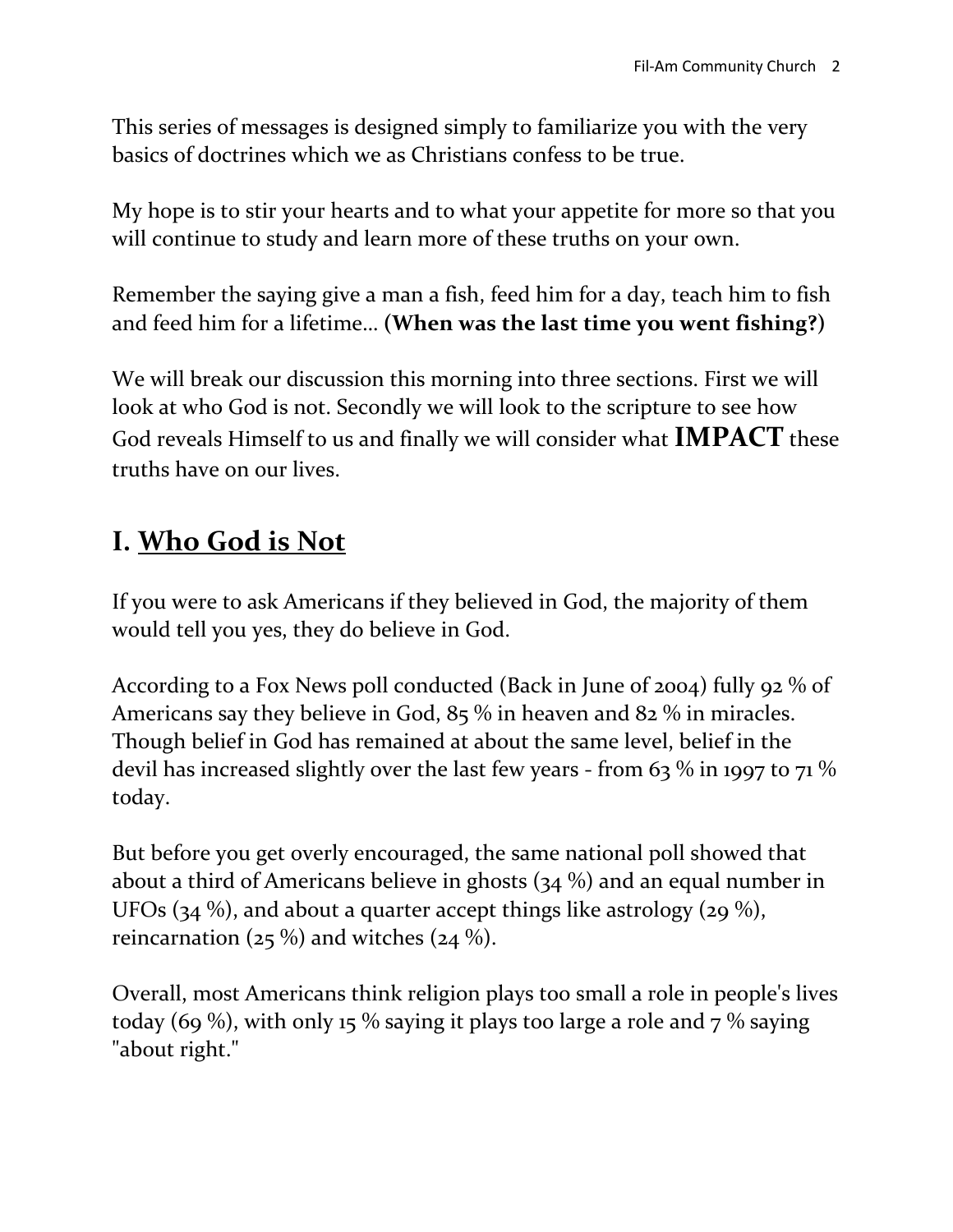This series of messages is designed simply to familiarize you with the very basics of doctrines which we as Christians confess to be true.

My hope is to stir your hearts and to what your appetite for more so that you will continue to study and learn more of these truths on your own.

Remember the saying give a man a fish, feed him for a day, teach him to fish and feed him for a lifetime… (**When was the last time you went fishing?**)

We will break our discussion this morning into three sections. First we will look at who God is not. Secondly we will look to the scripture to see how God reveals Himself to us and finally we will consider what **IMPACT** these truths have on our lives.

## I. Who God is Not

If you were to ask Americans if they believed in God, the majority of them would tell you yes, they do believe in God.

According to a Fox News poll conducted (Back in June of 2004) fully 92 % of Americans say they believe in God, 85 % in heaven and 82 % in miracles. Though belief in God has remained at about the same level, belief in the devil has increased slightly over the last few years - from 63 % in 1997 to 71 % today.

But before you get overly encouraged, the same national poll showed that about a third of Americans believe in ghosts (34 %) and an equal number in UFOs (34 %), and about a quarter accept things like astrology (29 %), reincarnation (25 %) and witches (24 %).

Overall, most Americans think religion plays too small a role in people's lives today (69 %), with only 15 % saying it plays too large a role and 7 % saying "about right."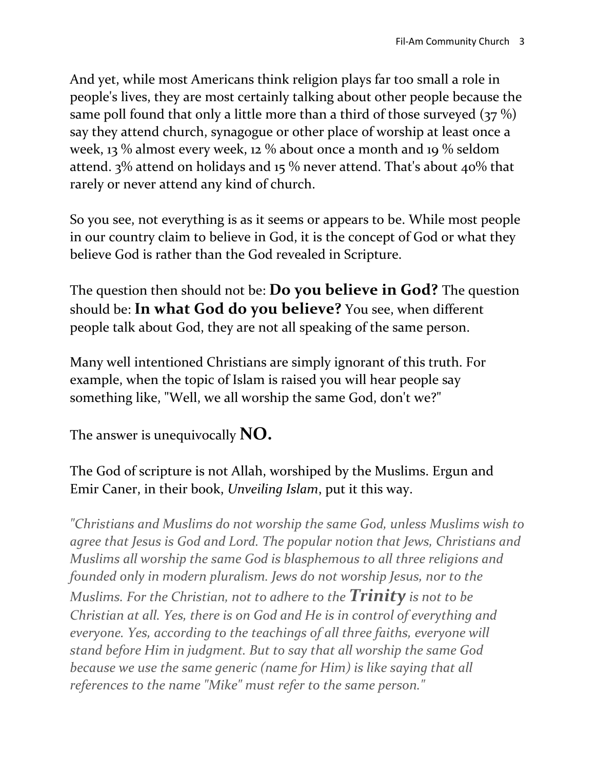And yet, while most Americans think religion plays far too small a role in people's lives, they are most certainly talking about other people because the same poll found that only a little more than a third of those surveyed (37 %) say they attend church, synagogue or other place of worship at least once a week, 13 % almost every week, 12 % about once a month and 19 % seldom attend. 3% attend on holidays and 15 % never attend. That's about 40% that rarely or never attend any kind of church.

So you see, not everything is as it seems or appears to be. While most people in our country claim to believe in God, it is the concept of God or what they believe God is rather than the God revealed in Scripture.

The question then should not be: **Do you believe in God?** The question should be: **In what God do you believe?** You see, when different people talk about God, they are not all speaking of the same person.

Many well intentioned Christians are simply ignorant of this truth. For example, when the topic of Islam is raised you will hear people say something like, "Well, we all worship the same God, don't we?"

The answer is unequivocally **NO.**

The God of scripture is not Allah, worshiped by the Muslims. Ergun and Emir Caner, in their book, *Unveiling Islam*, put it this way.

*"Christians and Muslims do not worship the same God, unless Muslims wish to agree that Jesus is God and Lord. The popular notion that Jews, Christians and Muslims all worship the same God is blasphemous to all three religions and founded only in modern pluralism. Jews do not worship Jesus, nor to the Muslims. For the Christian, not to adhere to the* ***Trinity*** *is not to be Christian at all. Yes, there is on God and He is in control of everything and everyone. Yes, according to the teachings of all three faiths, everyone will stand before Him in judgment. But to say that all worship the same God because we use the same generic (name for Him) is like saying that all references to the name "Mike" must refer to the same person."*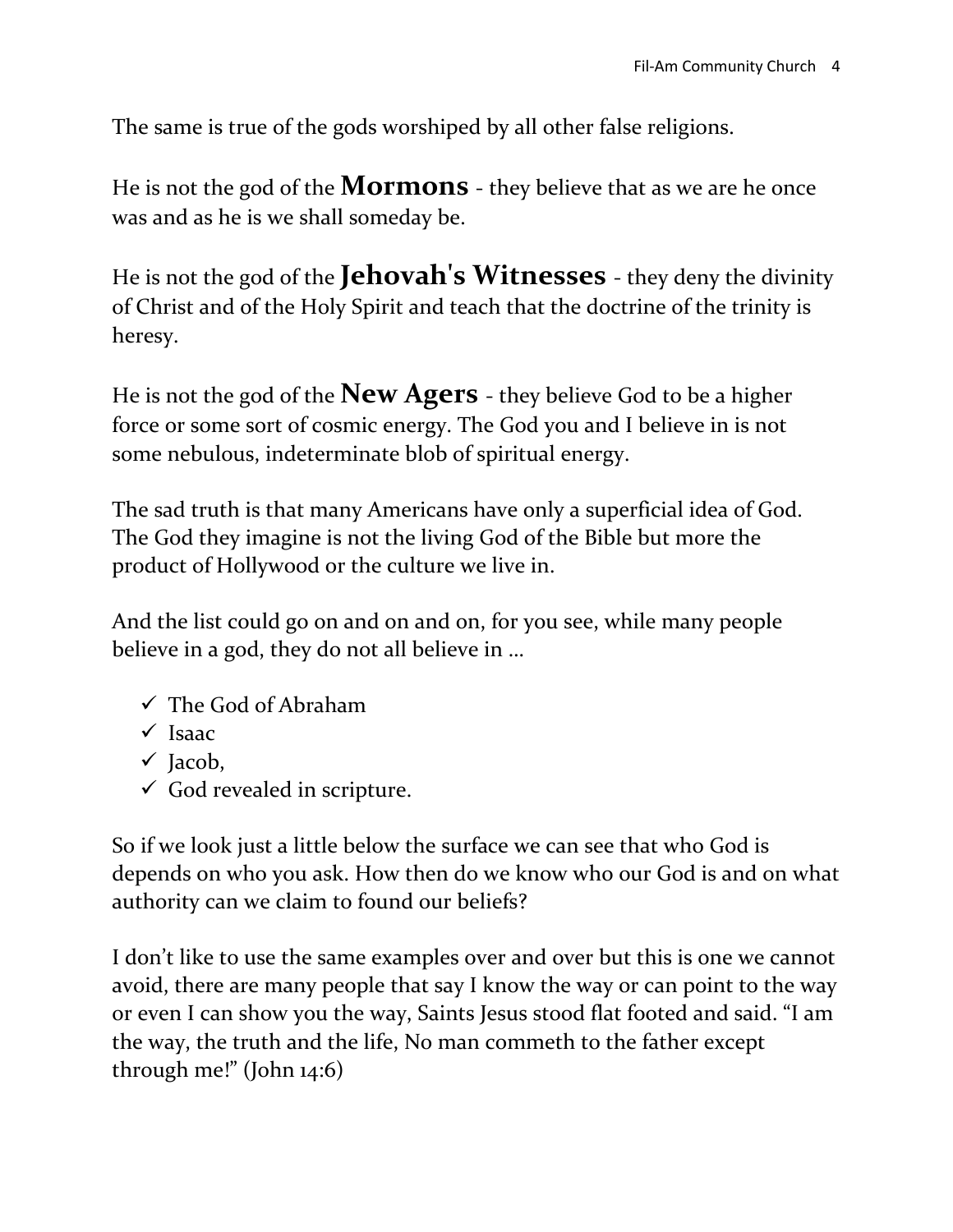The same is true of the gods worshiped by all other false religions.

He is not the god of the **Mormons** - they believe that as we are he once was and as he is we shall someday be.

He is not the god of the **Jehovah's Witnesses** - they deny the divinity of Christ and of the Holy Spirit and teach that the doctrine of the trinity is heresy.

He is not the god of the **New Agers** - they believe God to be a higher force or some sort of cosmic energy. The God you and I believe in is not some nebulous, indeterminate blob of spiritual energy.

The sad truth is that many Americans have only a superficial idea of God. The God they imagine is not the living God of the Bible but more the product of Hollywood or the culture we live in.

And the list could go on and on and on, for you see, while many people believe in a god, they do not all believe in …

- ✓ The God of Abraham
- ✓ Isaac
- ✓ Jacob,
- ✓ God revealed in scripture.

So if we look just a little below the surface we can see that who God is depends on who you ask. How then do we know who our God is and on what authority can we claim to found our beliefs?

I don't like to use the same examples over and over but this is one we cannot avoid, there are many people that say I know the way or can point to the way or even I can show you the way, Saints Jesus stood flat footed and said. "I am the way, the truth and the life, No man commeth to the father except through me!" (John 14:6)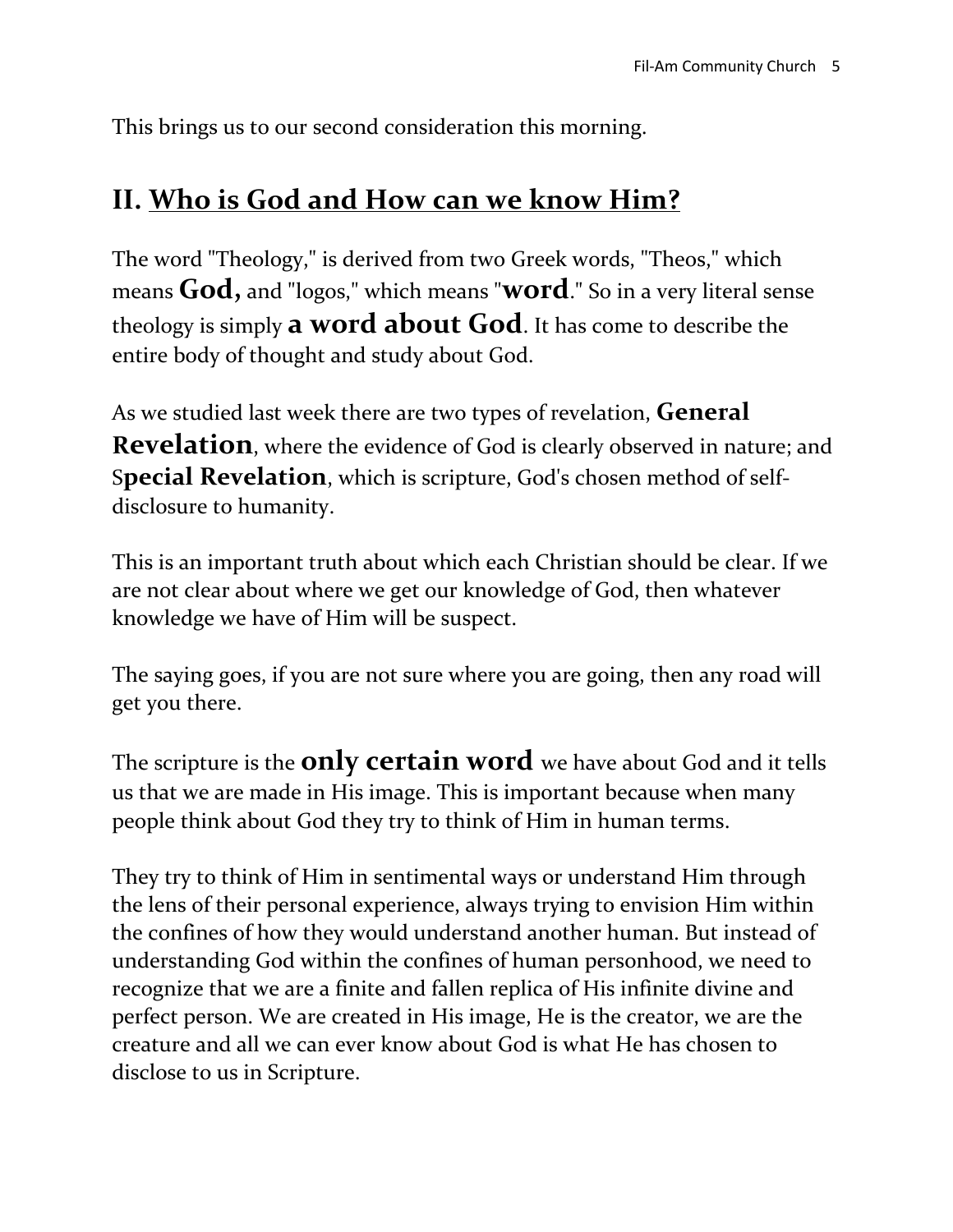This brings us to our second consideration this morning.

## II. Who is God and How can we know Him?

The word "Theology," is derived from two Greek words, "Theos," which means **God,** and "logos," which means "**word**." So in a very literal sense theology is simply **a word about God**. It has come to describe the entire body of thought and study about God.

As we studied last week there are two types of revelation, **General Revelation**, where the evidence of God is clearly observed in nature; and S**pecial Revelation**, which is scripture, God's chosen method of self-disclosure to humanity.

This is an important truth about which each Christian should be clear. If we are not clear about where we get our knowledge of God, then whatever knowledge we have of Him will be suspect.

The saying goes, if you are not sure where you are going, then any road will get you there.

The scripture is the **only certain word** we have about God and it tells us that we are made in His image. This is important because when many people think about God they try to think of Him in human terms.

They try to think of Him in sentimental ways or understand Him through the lens of their personal experience, always trying to envision Him within the confines of how they would understand another human. But instead of understanding God within the confines of human personhood, we need to recognize that we are a finite and fallen replica of His infinite divine and perfect person. We are created in His image, He is the creator, we are the creature and all we can ever know about God is what He has chosen to disclose to us in Scripture.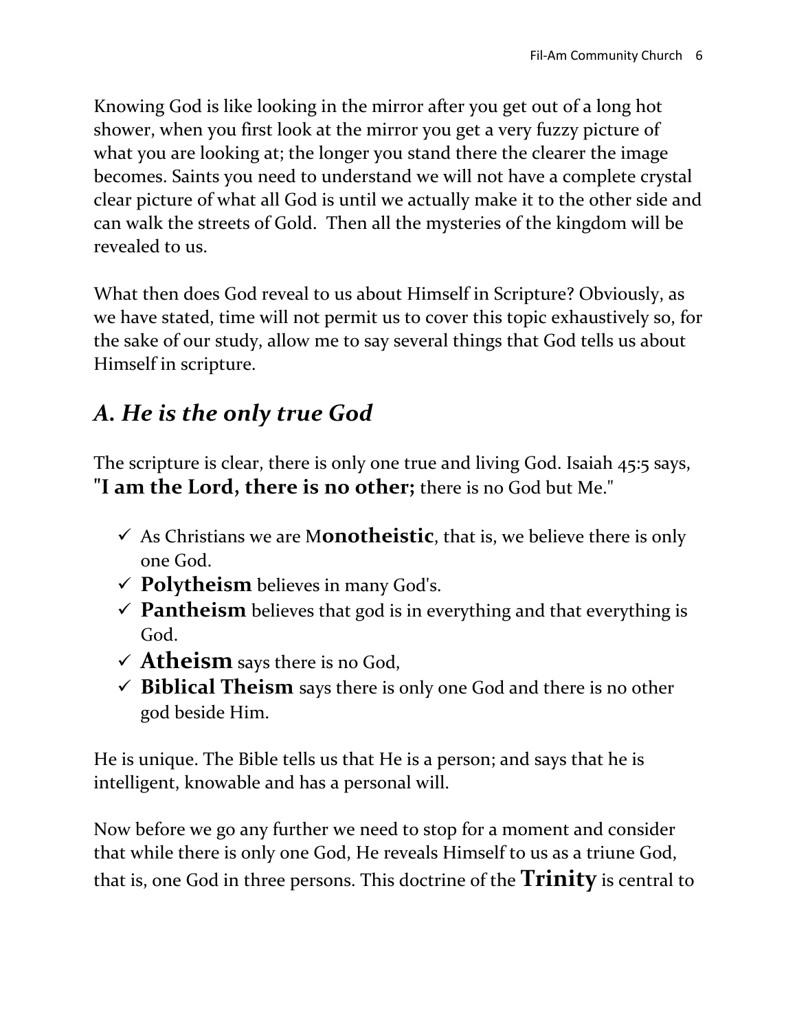Knowing God is like looking in the mirror after you get out of a long hot shower, when you first look at the mirror you get a very fuzzy picture of what you are looking at; the longer you stand there the clearer the image becomes. Saints you need to understand we will not have a complete crystal clear picture of what all God is until we actually make it to the other side and can walk the streets of Gold. Then all the mysteries of the kingdom will be revealed to us.

What then does God reveal to us about Himself in Scripture? Obviously, as we have stated, time will not permit us to cover this topic exhaustively so, for the sake of our study, allow me to say several things that God tells us about Himself in scripture.

## *A. He is the only true God*

The scripture is clear, there is only one true and living God. Isaiah 45:5 says, **"I am the Lord, there is no other;** there is no God but Me."

- ✓ As Christians we are M**onotheistic**, that is, we believe there is only one God.
- ✓ **Polytheism** believes in many God's.
- ✓ **Pantheism** believes that god is in everything and that everything is God.
- ✓ **Atheism** says there is no God,
- ✓ **Biblical Theism** says there is only one God and there is no other god beside Him.

He is unique. The Bible tells us that He is a person; and says that he is intelligent, knowable and has a personal will.

Now before we go any further we need to stop for a moment and consider that while there is only one God, He reveals Himself to us as a triune God, that is, one God in three persons. This doctrine of the **Trinity** is central to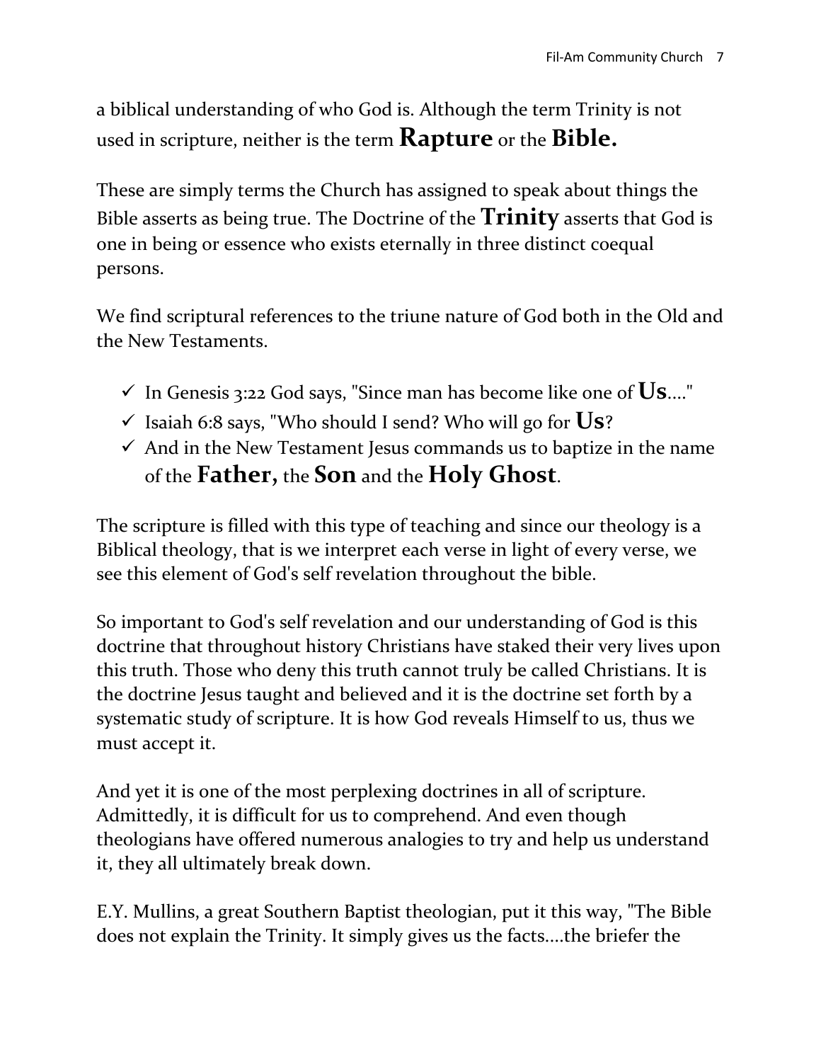a biblical understanding of who God is. Although the term Trinity is not used in scripture, neither is the term **Rapture** or the **Bible.**

These are simply terms the Church has assigned to speak about things the Bible asserts as being true. The Doctrine of the **Trinity** asserts that God is one in being or essence who exists eternally in three distinct coequal persons.

We find scriptural references to the triune nature of God both in the Old and the New Testaments.

- ✓ In Genesis 3:22 God says, "Since man has become like one of **Us**...."
- ✓ Isaiah 6:8 says, "Who should I send? Who will go for **Us**?
- ✓ And in the New Testament Jesus commands us to baptize in the name of the **Father,** the **Son** and the **Holy Ghost**.

The scripture is filled with this type of teaching and since our theology is a Biblical theology, that is we interpret each verse in light of every verse, we see this element of God's self revelation throughout the bible.

So important to God's self revelation and our understanding of God is this doctrine that throughout history Christians have staked their very lives upon this truth. Those who deny this truth cannot truly be called Christians. It is the doctrine Jesus taught and believed and it is the doctrine set forth by a systematic study of scripture. It is how God reveals Himself to us, thus we must accept it.

And yet it is one of the most perplexing doctrines in all of scripture. Admittedly, it is difficult for us to comprehend. And even though theologians have offered numerous analogies to try and help us understand it, they all ultimately break down.

E.Y. Mullins, a great Southern Baptist theologian, put it this way, "The Bible does not explain the Trinity. It simply gives us the facts....the briefer the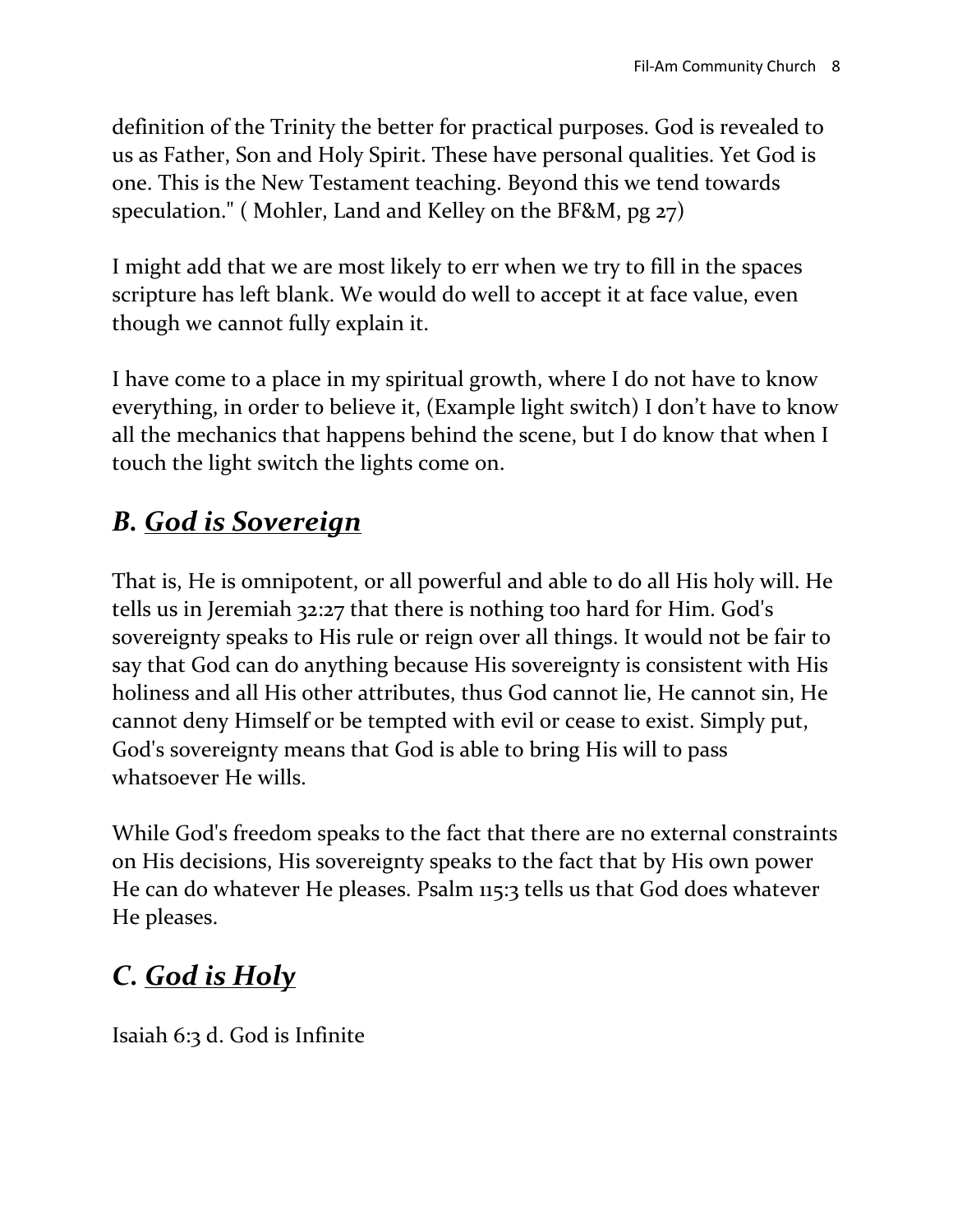definition of the Trinity the better for practical purposes. God is revealed to us as Father, Son and Holy Spirit. These have personal qualities. Yet God is one. This is the New Testament teaching. Beyond this we tend towards speculation." ( Mohler, Land and Kelley on the BF&M, pg 27)

I might add that we are most likely to err when we try to fill in the spaces scripture has left blank. We would do well to accept it at face value, even though we cannot fully explain it.

I have come to a place in my spiritual growth, where I do not have to know everything, in order to believe it, (Example light switch) I don't have to know all the mechanics that happens behind the scene, but I do know that when I touch the light switch the lights come on.

## *B. God is Sovereign*

That is, He is omnipotent, or all powerful and able to do all His holy will. He tells us in Jeremiah 32:27 that there is nothing too hard for Him. God's sovereignty speaks to His rule or reign over all things. It would not be fair to say that God can do anything because His sovereignty is consistent with His holiness and all His other attributes, thus God cannot lie, He cannot sin, He cannot deny Himself or be tempted with evil or cease to exist. Simply put, God's sovereignty means that God is able to bring His will to pass whatsoever He wills.

While God's freedom speaks to the fact that there are no external constraints on His decisions, His sovereignty speaks to the fact that by His own power He can do whatever He pleases. Psalm 115:3 tells us that God does whatever He pleases.

## *C. God is Holy*

Isaiah 6:3 d. God is Infinite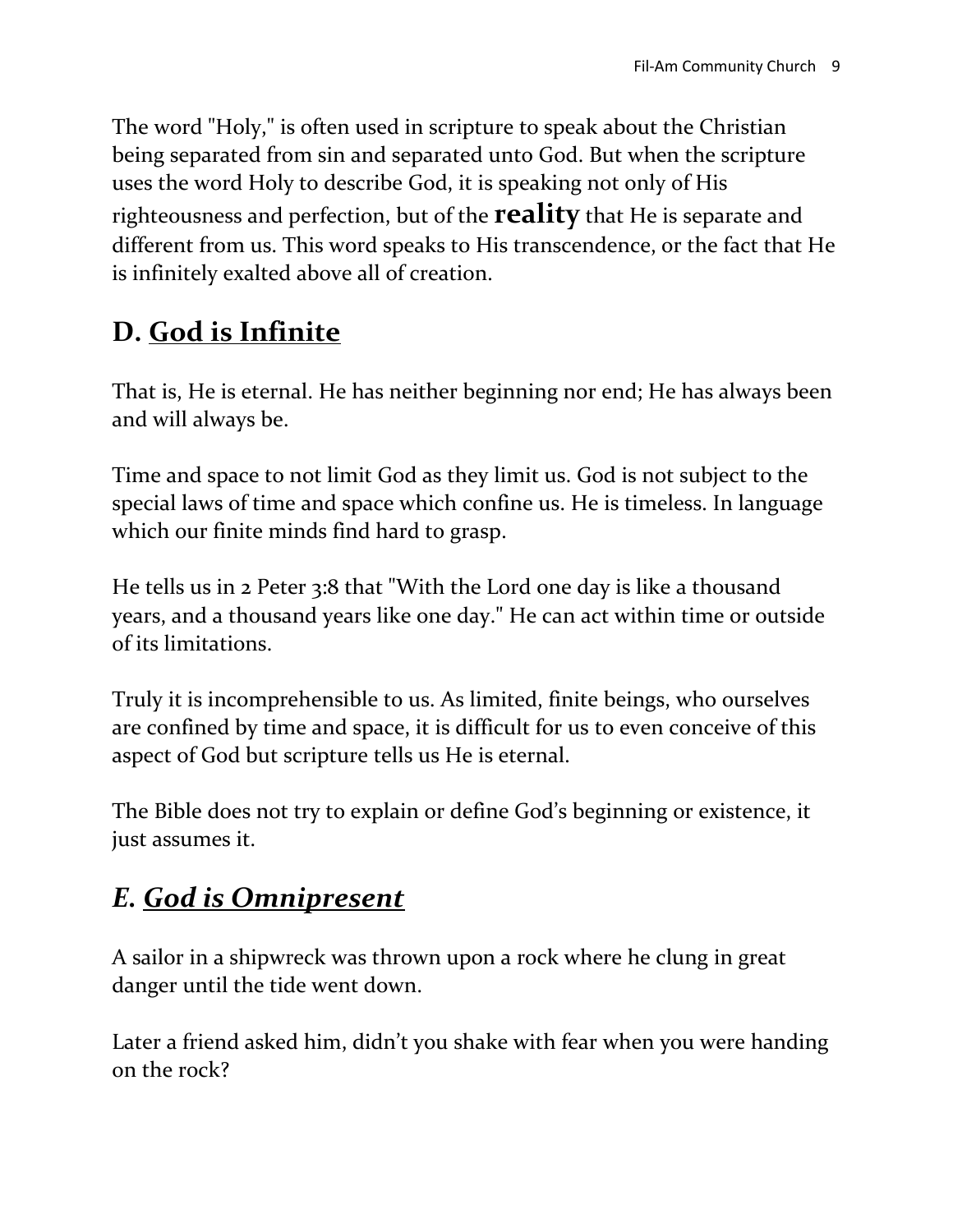The word "Holy," is often used in scripture to speak about the Christian being separated from sin and separated unto God. But when the scripture uses the word Holy to describe God, it is speaking not only of His righteousness and perfection, but of the **reality** that He is separate and different from us. This word speaks to His transcendence, or the fact that He is infinitely exalted above all of creation.

## D. <u>God is Infinite</u>

That is, He is eternal. He has neither beginning nor end; He has always been and will always be.

Time and space to not limit God as they limit us. God is not subject to the special laws of time and space which confine us. He is timeless. In language which our finite minds find hard to grasp.

He tells us in 2 Peter 3:8 that "With the Lord one day is like a thousand years, and a thousand years like one day." He can act within time or outside of its limitations.

Truly it is incomprehensible to us. As limited, finite beings, who ourselves are confined by time and space, it is difficult for us to even conceive of this aspect of God but scripture tells us He is eternal.

The Bible does not try to explain or define God's beginning or existence, it just assumes it.

## *E. <u>God is Omnipresent</u>*

A sailor in a shipwreck was thrown upon a rock where he clung in great danger until the tide went down.

Later a friend asked him, didn't you shake with fear when you were handing on the rock?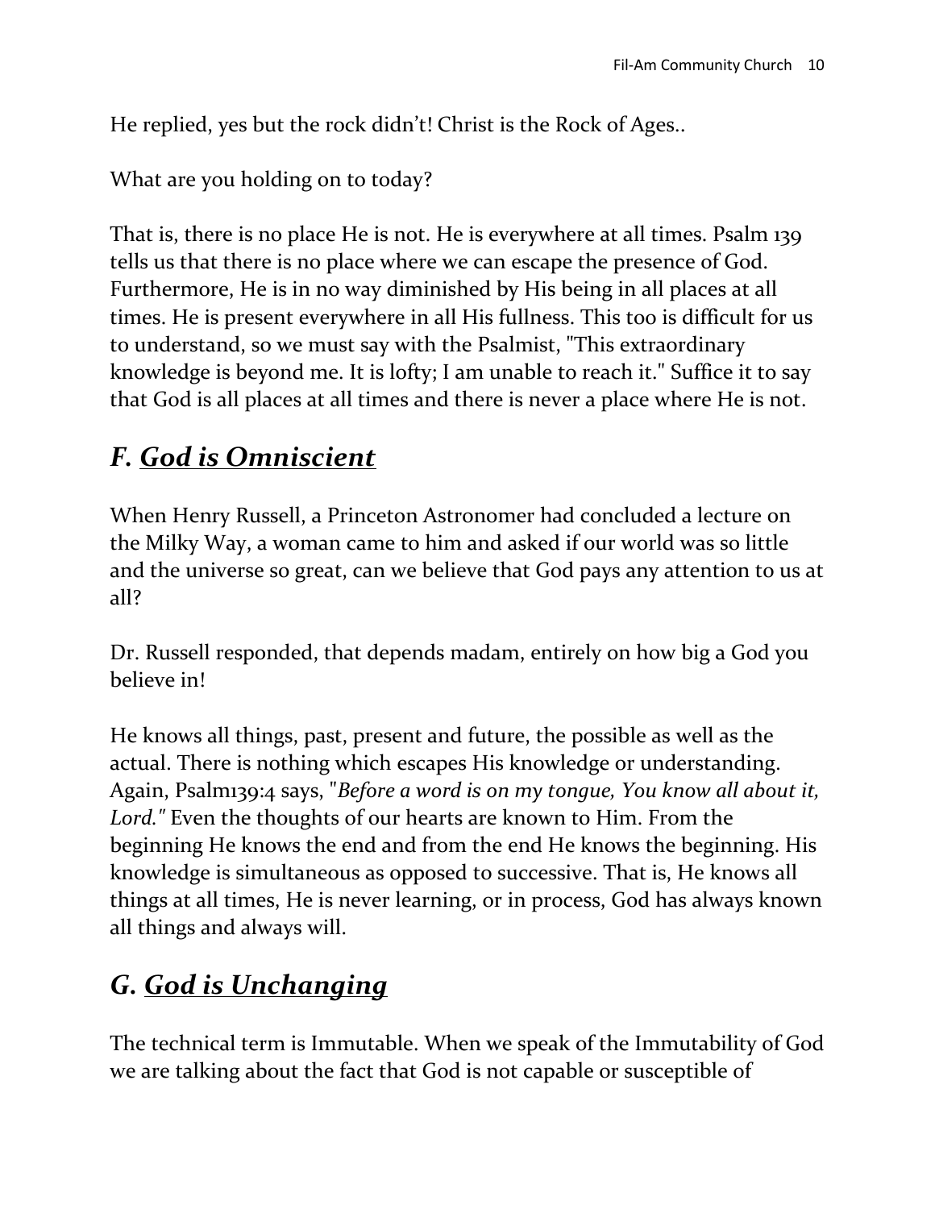He replied, yes but the rock didn't! Christ is the Rock of Ages..

What are you holding on to today?

That is, there is no place He is not. He is everywhere at all times. Psalm 139 tells us that there is no place where we can escape the presence of God. Furthermore, He is in no way diminished by His being in all places at all times. He is present everywhere in all His fullness. This too is difficult for us to understand, so we must say with the Psalmist, "This extraordinary knowledge is beyond me. It is lofty; I am unable to reach it." Suffice it to say that God is all places at all times and there is never a place where He is not.

## *F. God is Omniscient*

When Henry Russell, a Princeton Astronomer had concluded a lecture on the Milky Way, a woman came to him and asked if our world was so little and the universe so great, can we believe that God pays any attention to us at all?

Dr. Russell responded, that depends madam, entirely on how big a God you believe in!

He knows all things, past, present and future, the possible as well as the actual. There is nothing which escapes His knowledge or understanding. Again, Psalm139:4 says, "*Before a word is on my tongue, You know all about it, Lord."* Even the thoughts of our hearts are known to Him. From the beginning He knows the end and from the end He knows the beginning. His knowledge is simultaneous as opposed to successive. That is, He knows all things at all times, He is never learning, or in process, God has always known all things and always will.

## *G. God is Unchanging*

The technical term is Immutable. When we speak of the Immutability of God we are talking about the fact that God is not capable or susceptible of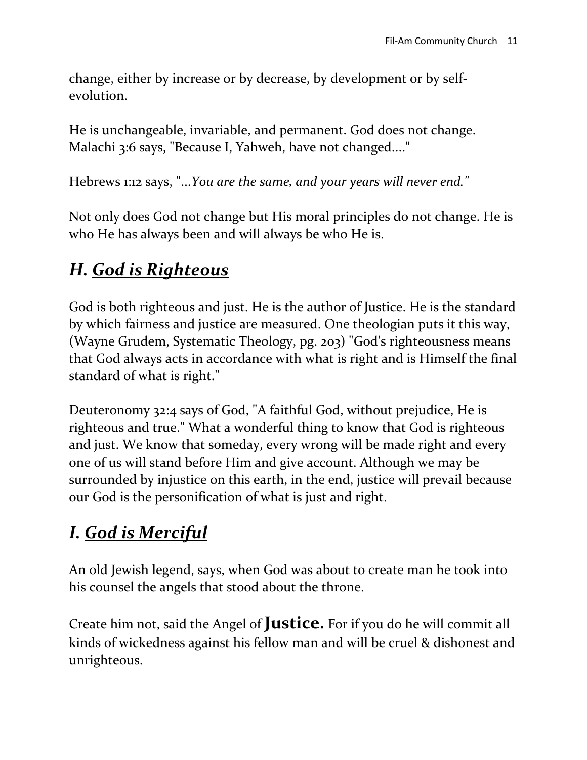change, either by increase or by decrease, by development or by self-evolution.

He is unchangeable, invariable, and permanent. God does not change. Malachi 3:6 says, "Because I, Yahweh, have not changed...."

Hebrews 1:12 says, "*...You are the same, and your years will never end."*

Not only does God not change but His moral principles do not change. He is who He has always been and will always be who He is.

## *H. <u>God is Righteous</u>*

God is both righteous and just. He is the author of Justice. He is the standard by which fairness and justice are measured. One theologian puts it this way, (Wayne Grudem, Systematic Theology, pg. 203) "God's righteousness means that God always acts in accordance with what is right and is Himself the final standard of what is right."

Deuteronomy 32:4 says of God, "A faithful God, without prejudice, He is righteous and true." What a wonderful thing to know that God is righteous and just. We know that someday, every wrong will be made right and every one of us will stand before Him and give account. Although we may be surrounded by injustice on this earth, in the end, justice will prevail because our God is the personification of what is just and right.

## *I. <u>God is Merciful</u>*

An old Jewish legend, says, when God was about to create man he took into his counsel the angels that stood about the throne.

Create him not, said the Angel of **Justice.** For if you do he will commit all kinds of wickedness against his fellow man and will be cruel & dishonest and unrighteous.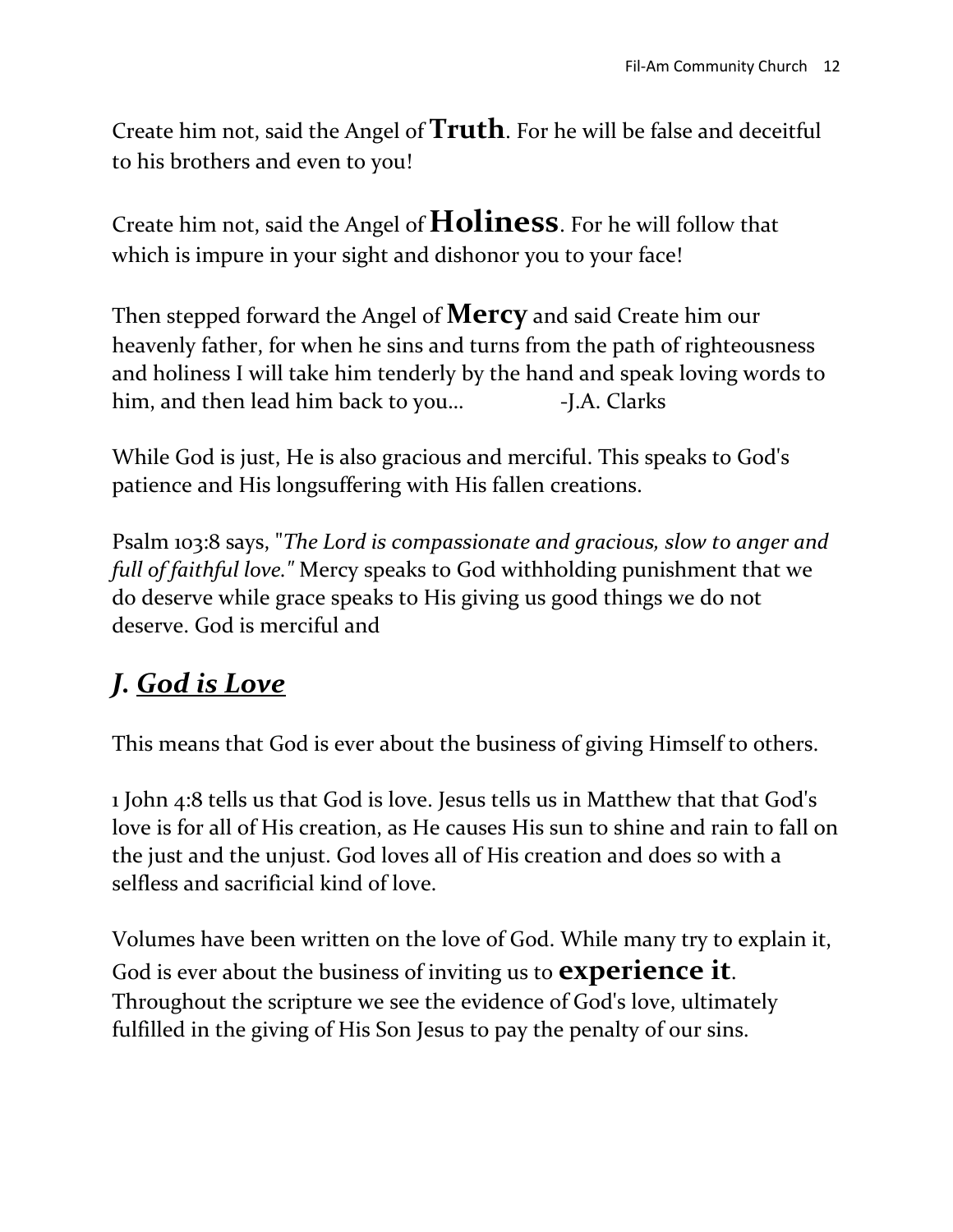Create him not, said the Angel of **Truth**. For he will be false and deceitful to his brothers and even to you!

Create him not, said the Angel of **Holiness**. For he will follow that which is impure in your sight and dishonor you to your face!

Then stepped forward the Angel of **Mercy** and said Create him our heavenly father, for when he sins and turns from the path of righteousness and holiness I will take him tenderly by the hand and speak loving words to him, and then lead him back to you... -J.A. Clarks

While God is just, He is also gracious and merciful. This speaks to God's patience and His longsuffering with His fallen creations.

Psalm 103:8 says, "*The Lord is compassionate and gracious, slow to anger and full of faithful love."* Mercy speaks to God withholding punishment that we do deserve while grace speaks to His giving us good things we do not deserve. God is merciful and

## *J. <u>God is Love</u>*

This means that God is ever about the business of giving Himself to others.

1 John 4:8 tells us that God is love. Jesus tells us in Matthew that that God's love is for all of His creation, as He causes His sun to shine and rain to fall on the just and the unjust. God loves all of His creation and does so with a selfless and sacrificial kind of love.

Volumes have been written on the love of God. While many try to explain it, God is ever about the business of inviting us to **experience it**. Throughout the scripture we see the evidence of God's love, ultimately fulfilled in the giving of His Son Jesus to pay the penalty of our sins.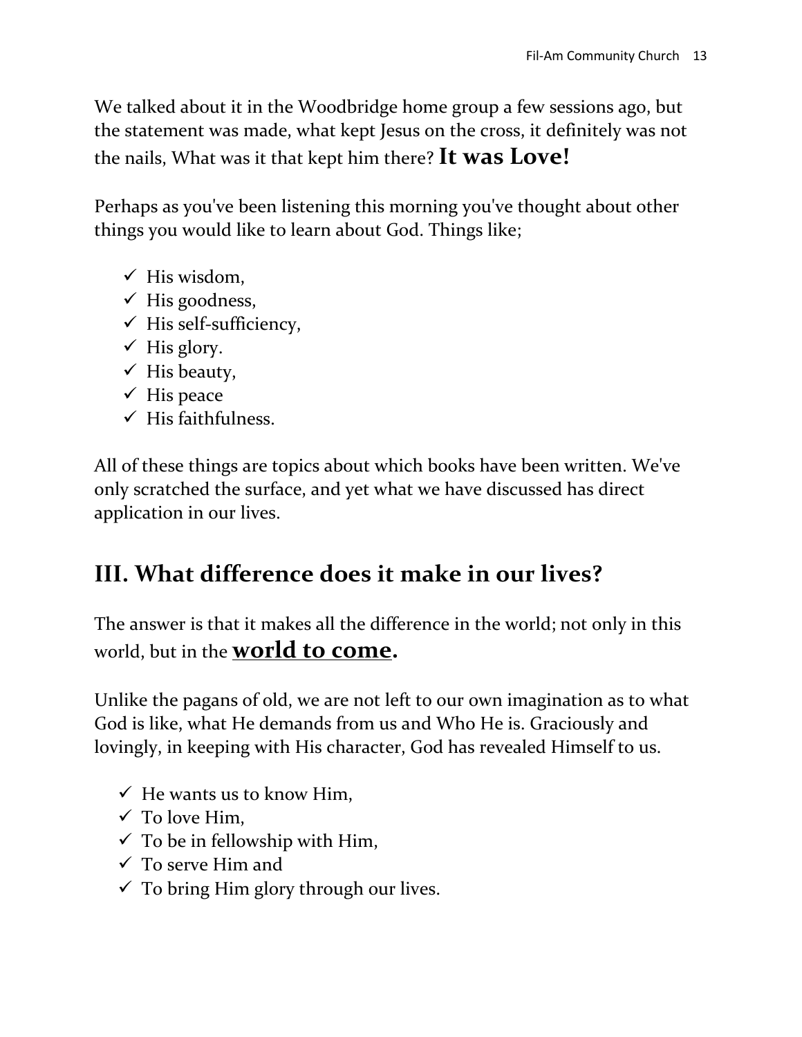We talked about it in the Woodbridge home group a few sessions ago, but the statement was made, what kept Jesus on the cross, it definitely was not the nails, What was it that kept him there? **It was Love!**

Perhaps as you've been listening this morning you've thought about other things you would like to learn about God. Things like;

- ✓ His wisdom,
- ✓ His goodness,
- ✓ His self-sufficiency,
- ✓ His glory.
- ✓ His beauty,
- ✓ His peace
- ✓ His faithfulness.

All of these things are topics about which books have been written. We've only scratched the surface, and yet what we have discussed has direct application in our lives.

## III. What difference does it make in our lives?

The answer is that it makes all the difference in the world; not only in this world, but in the **<u>world to come</u>.**

Unlike the pagans of old, we are not left to our own imagination as to what God is like, what He demands from us and Who He is. Graciously and lovingly, in keeping with His character, God has revealed Himself to us.

- ✓ He wants us to know Him,
- ✓ To love Him,
- ✓ To be in fellowship with Him,
- ✓ To serve Him and
- ✓ To bring Him glory through our lives.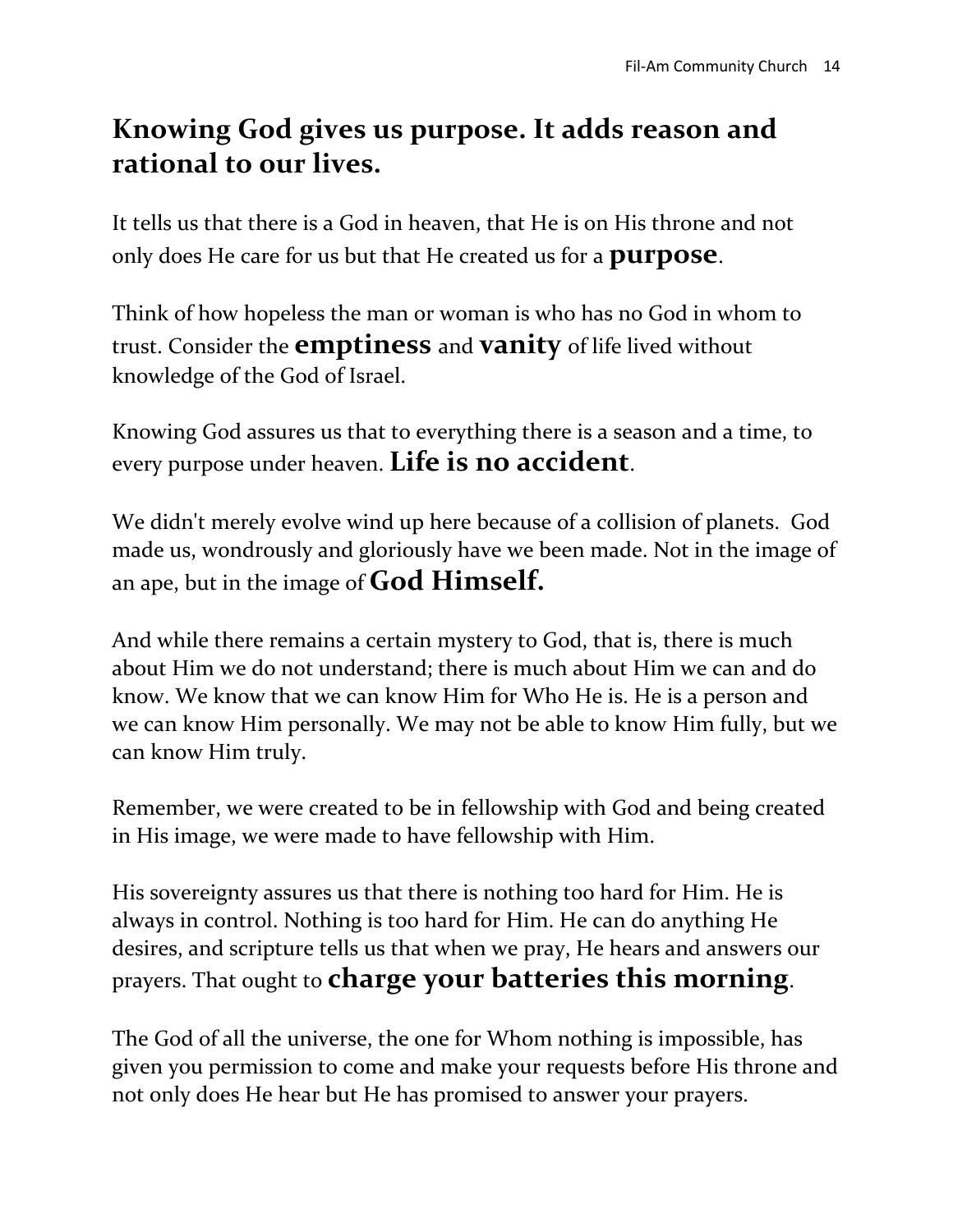## Knowing God gives us purpose. It adds reason and rational to our lives.

It tells us that there is a God in heaven, that He is on His throne and not only does He care for us but that He created us for a **purpose**.

Think of how hopeless the man or woman is who has no God in whom to trust. Consider the **emptiness** and **vanity** of life lived without knowledge of the God of Israel.

Knowing God assures us that to everything there is a season and a time, to every purpose under heaven. **Life is no accident**.

We didn't merely evolve wind up here because of a collision of planets. God made us, wondrously and gloriously have we been made. Not in the image of an ape, but in the image of **God Himself.**

And while there remains a certain mystery to God, that is, there is much about Him we do not understand; there is much about Him we can and do know. We know that we can know Him for Who He is. He is a person and we can know Him personally. We may not be able to know Him fully, but we can know Him truly.

Remember, we were created to be in fellowship with God and being created in His image, we were made to have fellowship with Him.

His sovereignty assures us that there is nothing too hard for Him. He is always in control. Nothing is too hard for Him. He can do anything He desires, and scripture tells us that when we pray, He hears and answers our prayers. That ought to **charge your batteries this morning**.

The God of all the universe, the one for Whom nothing is impossible, has given you permission to come and make your requests before His throne and not only does He hear but He has promised to answer your prayers.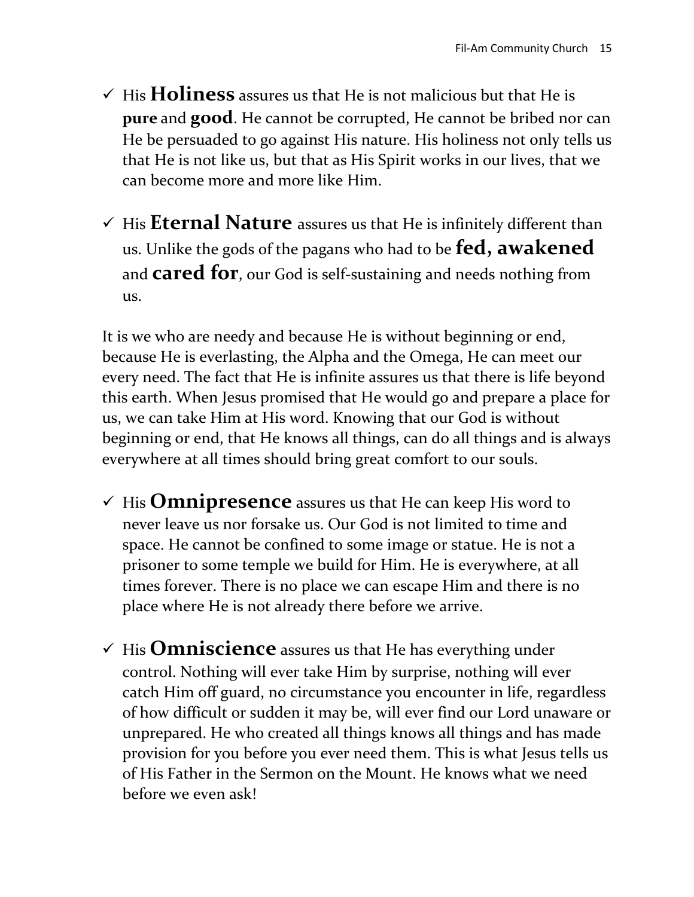- ✓ His **Holiness** assures us that He is not malicious but that He is **pure** and **good**. He cannot be corrupted, He cannot be bribed nor can He be persuaded to go against His nature. His holiness not only tells us that He is not like us, but that as His Spirit works in our lives, that we can become more and more like Him.

- ✓ His **Eternal Nature** assures us that He is infinitely different than us. Unlike the gods of the pagans who had to be **fed, awakened** and **cared for**, our God is self-sustaining and needs nothing from us.

It is we who are needy and because He is without beginning or end, because He is everlasting, the Alpha and the Omega, He can meet our every need. The fact that He is infinite assures us that there is life beyond this earth. When Jesus promised that He would go and prepare a place for us, we can take Him at His word. Knowing that our God is without beginning or end, that He knows all things, can do all things and is always everywhere at all times should bring great comfort to our souls.

- ✓ His **Omnipresence** assures us that He can keep His word to never leave us nor forsake us. Our God is not limited to time and space. He cannot be confined to some image or statue. He is not a prisoner to some temple we build for Him. He is everywhere, at all times forever. There is no place we can escape Him and there is no place where He is not already there before we arrive.

- ✓ His **Omniscience** assures us that He has everything under control. Nothing will ever take Him by surprise, nothing will ever catch Him off guard, no circumstance you encounter in life, regardless of how difficult or sudden it may be, will ever find our Lord unaware or unprepared. He who created all things knows all things and has made provision for you before you ever need them. This is what Jesus tells us of His Father in the Sermon on the Mount. He knows what we need before we even ask!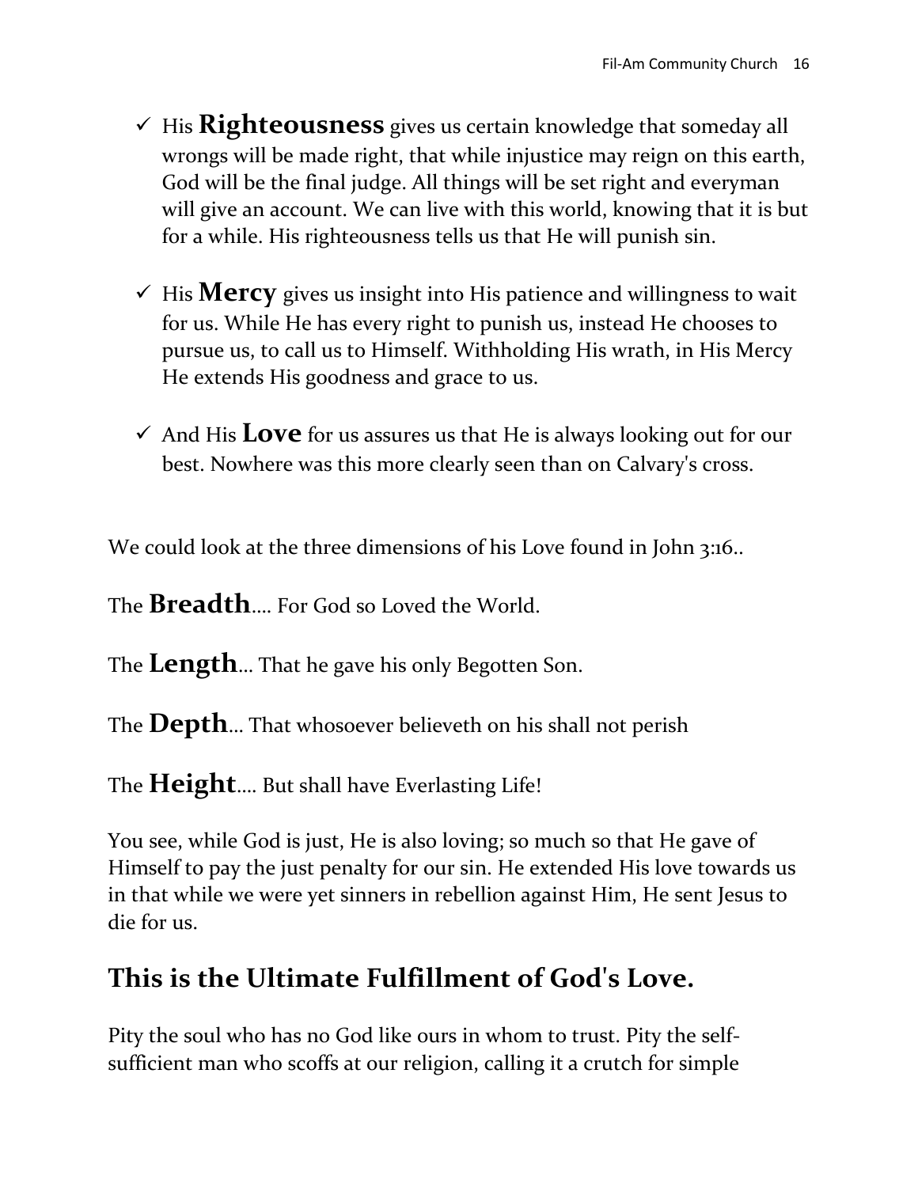- ✓ His **Righteousness** gives us certain knowledge that someday all wrongs will be made right, that while injustice may reign on this earth, God will be the final judge. All things will be set right and everyman will give an account. We can live with this world, knowing that it is but for a while. His righteousness tells us that He will punish sin.

- ✓ His **Mercy** gives us insight into His patience and willingness to wait for us. While He has every right to punish us, instead He chooses to pursue us, to call us to Himself. Withholding His wrath, in His Mercy He extends His goodness and grace to us.

- ✓ And His **Love** for us assures us that He is always looking out for our best. Nowhere was this more clearly seen than on Calvary's cross.

We could look at the three dimensions of his Love found in John 3:16..

The **Breadth**.... For God so Loved the World.

The **Length**... That he gave his only Begotten Son.

The **Depth**... That whosoever believeth on his shall not perish

The **Height**.... But shall have Everlasting Life!

You see, while God is just, He is also loving; so much so that He gave of Himself to pay the just penalty for our sin. He extended His love towards us in that while we were yet sinners in rebellion against Him, He sent Jesus to die for us.

## This is the Ultimate Fulfillment of God's Love.

Pity the soul who has no God like ours in whom to trust. Pity the self-sufficient man who scoffs at our religion, calling it a crutch for simple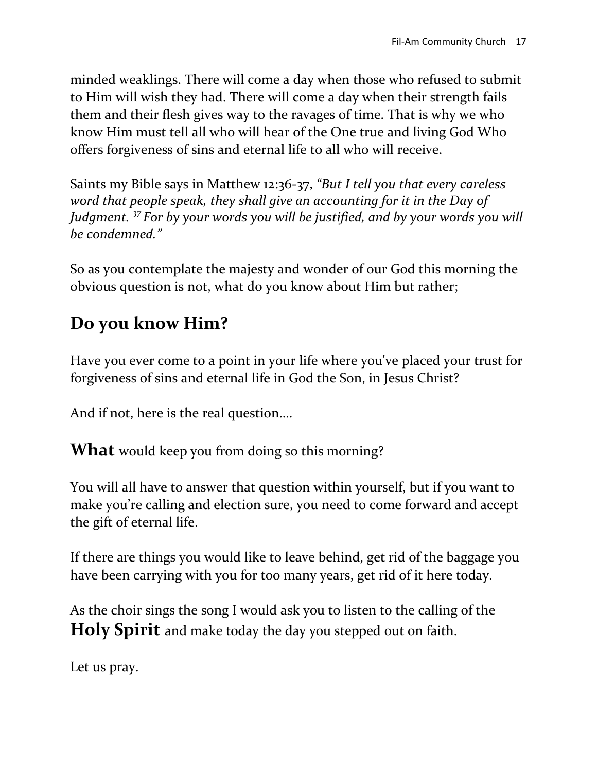minded weaklings. There will come a day when those who refused to submit to Him will wish they had. There will come a day when their strength fails them and their flesh gives way to the ravages of time. That is why we who know Him must tell all who will hear of the One true and living God Who offers forgiveness of sins and eternal life to all who will receive.

Saints my Bible says in Matthew 12:36-37, *"But I tell you that every careless word that people speak, they shall give an accounting for it in the Day of Judgment. [37] For by your words you will be justified, and by your words you will be condemned."*

So as you contemplate the majesty and wonder of our God this morning the obvious question is not, what do you know about Him but rather;

## Do you know Him?

Have you ever come to a point in your life where you've placed your trust for forgiveness of sins and eternal life in God the Son, in Jesus Christ?

And if not, here is the real question....

**What** would keep you from doing so this morning?

You will all have to answer that question within yourself, but if you want to make you're calling and election sure, you need to come forward and accept the gift of eternal life.

If there are things you would like to leave behind, get rid of the baggage you have been carrying with you for too many years, get rid of it here today.

As the choir sings the song I would ask you to listen to the calling of the **Holy Spirit** and make today the day you stepped out on faith.

Let us pray.